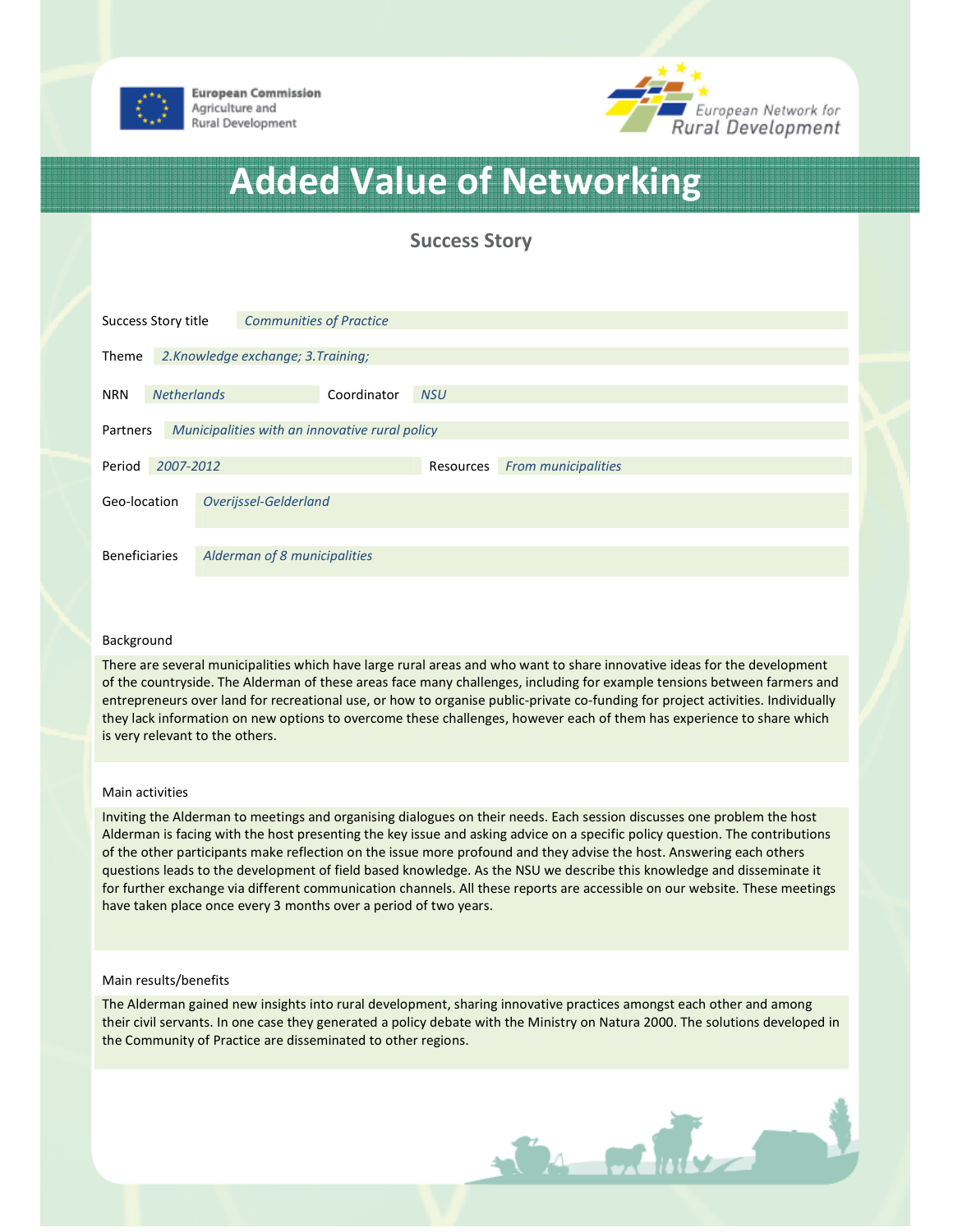European Commission
Agriculture and
Rural Development

European Network for Rural Development

# Added Value of Networking

## Success Story

| | | | |
|---|---|---|---|
| Success Story title | *Communities of Practice* | | |
| Theme | *2.Knowledge exchange; 3.Training;* | | |
| NRN | *Netherlands* | Coordinator | *NSU* |
| Partners | *Municipalities with an innovative rural policy* | | |
| Period | *2007-2012* | Resources | *From municipalities* |
| Geo-location | *Overijssel-Gelderland* | | |
| Beneficiaries | *Alderman of 8 municipalities* | | |

### Background

There are several municipalities which have large rural areas and who want to share innovative ideas for the development of the countryside. The Alderman of these areas face many challenges, including for example tensions between farmers and entrepreneurs over land for recreational use, or how to organise public-private co-funding for project activities. Individually they lack information on new options to overcome these challenges, however each of them has experience to share which is very relevant to the others.

### Main activities

Inviting the Alderman to meetings and organising dialogues on their needs. Each session discusses one problem the host Alderman is facing with the host presenting the key issue and asking advice on a specific policy question. The contributions of the other participants make reflection on the issue more profound and they advise the host. Answering each others questions leads to the development of field based knowledge. As the NSU we describe this knowledge and disseminate it for further exchange via different communication channels. All these reports are accessible on our website. These meetings have taken place once every 3 months over a period of two years.

### Main results/benefits

The Alderman gained new insights into rural development, sharing innovative practices amongst each other and among their civil servants. In one case they generated a policy debate with the Ministry on Natura 2000. The solutions developed in the Community of Practice are disseminated to other regions.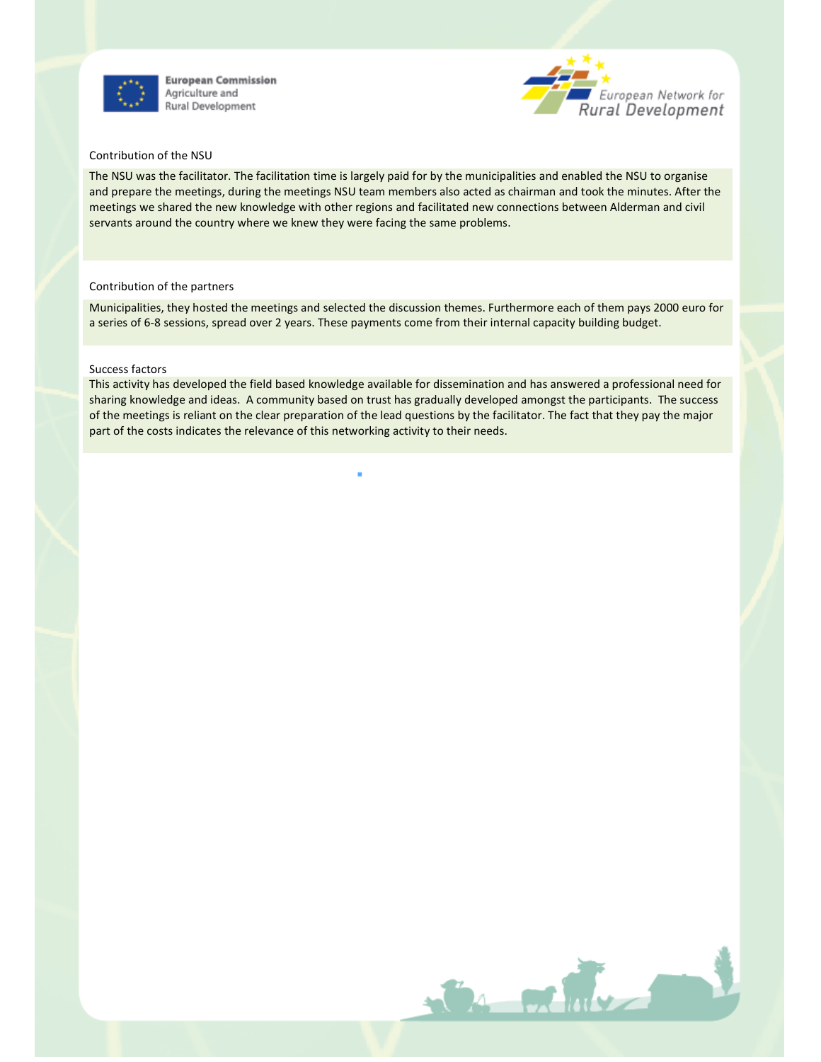Contribution of the NSU

The NSU was the facilitator. The facilitation time is largely paid for by the municipalities and enabled the NSU to organise and prepare the meetings, during the meetings NSU team members also acted as chairman and took the minutes. After the meetings we shared the new knowledge with other regions and facilitated new connections between Alderman and civil servants around the country where we knew they were facing the same problems.

Contribution of the partners

Municipalities, they hosted the meetings and selected the discussion themes. Furthermore each of them pays 2000 euro for a series of 6-8 sessions, spread over 2 years. These payments come from their internal capacity building budget.

Success factors

This activity has developed the field based knowledge available for dissemination and has answered a professional need for sharing knowledge and ideas. A community based on trust has gradually developed amongst the participants. The success of the meetings is reliant on the clear preparation of the lead questions by the facilitator. The fact that they pay the major part of the costs indicates the relevance of this networking activity to their needs.